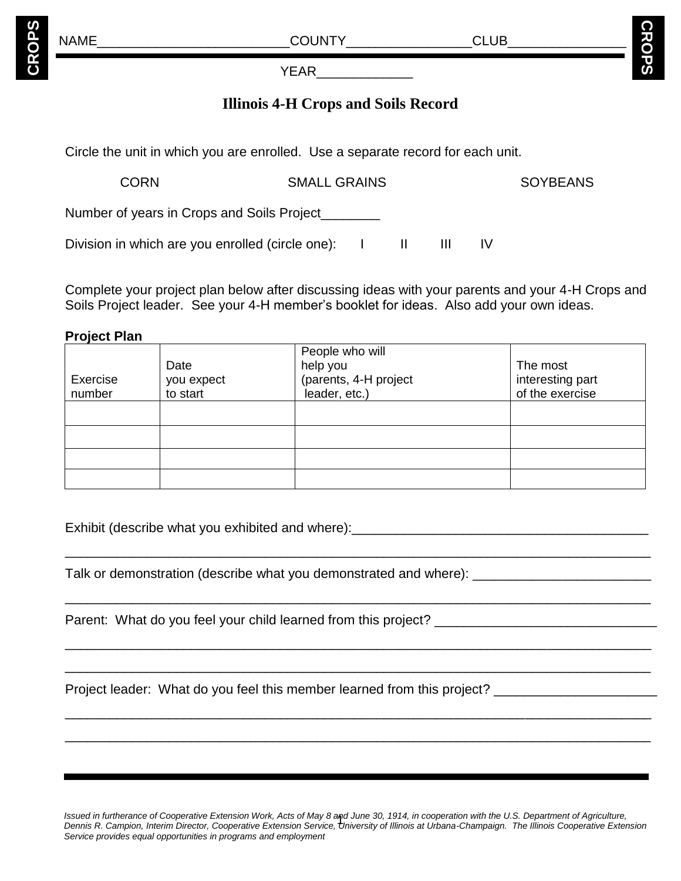CROPS

NAME________________________ COUNTY________________ CLUB_______________

YEAR_____________

# Illinois 4-H Crops and Soils Record

Circle the unit in which you are enrolled. Use a separate record for each unit.

CORN SMALL GRAINS SOYBEANS

Number of years in Crops and Soils Project________

Division in which are you enrolled (circle one): I II III IV

Complete your project plan below after discussing ideas with your parents and your 4-H Crops and Soils Project leader. See your 4-H member's booklet for ideas. Also add your own ideas.

**Project Plan**

| Exercise number | Date you expect to start | People who will help you (parents, 4-H project leader, etc.) | The most interesting part of the exercise |
|---|---|---|---|
| | | | |
| | | | |
| | | | |
| | | | |

Exhibit (describe what you exhibited and where):________________________________________

_________________________________________________________________________________

Talk or demonstration (describe what you demonstrated and where): ________________________

_________________________________________________________________________________

Parent: What do you feel your child learned from this project? ______________________________

_________________________________________________________________________________

_________________________________________________________________________________

Project leader: What do you feel this member learned from this project? ______________________

_________________________________________________________________________________

_________________________________________________________________________________

*Issued in furtherance of Cooperative Extension Work, Acts of May 8 and June 30, 1914, in cooperation with the U.S. Department of Agriculture, Dennis R. Campion, Interim Director, Cooperative Extension Service, University of Illinois at Urbana-Champaign. The Illinois Cooperative Extension Service provides equal opportunities in programs and employment*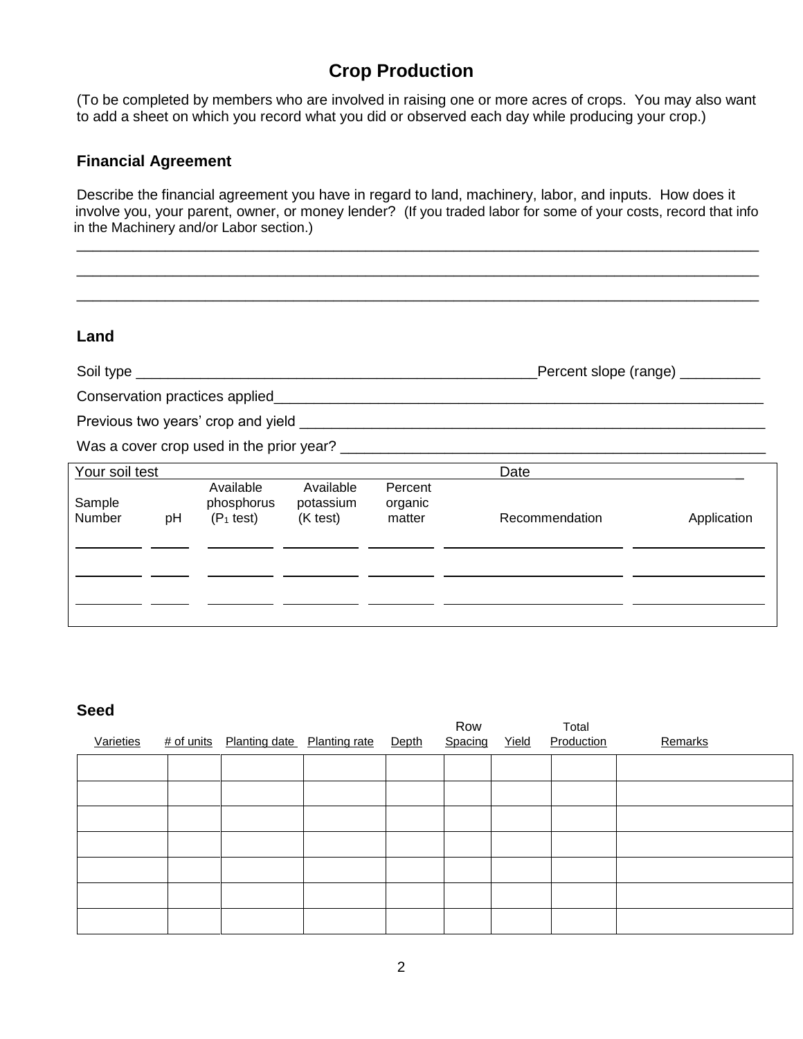# Crop Production

(To be completed by members who are involved in raising one or more acres of crops. You may also want to add a sheet on which you record what you did or observed each day while producing your crop.)

## Financial Agreement

Describe the financial agreement you have in regard to land, machinery, labor, and inputs. How does it involve you, your parent, owner, or money lender? (If you traded labor for some of your costs, record that info in the Machinery and/or Labor section.)

______________________________________________________________________________

______________________________________________________________________________

______________________________________________________________________________

## Land

Soil type ______________________________________________ Percent slope (range) __________

Conservation practices applied______________________________________________________

Previous two years' crop and yield ___________________________________________________

Was a cover crop used in the prior year? _____________________________________________

Your soil test ____________________________________ Date ______________________

| Sample Number | pH | Available phosphorus ($P_1$ test) | Available potassium (K test) | Percent organic matter | Recommendation | Application |
|---|---|---|---|---|---|---|
| | | | | | | |
| | | | | | | |
| | | | | | | |

## Seed

| Varieties | # of units | Planting date | Planting rate | Depth | Row Spacing | Yield | Total Production | Remarks |
|---|---|---|---|---|---|---|---|---|
| | | | | | | | | |
| | | | | | | | | |
| | | | | | | | | |
| | | | | | | | | |
| | | | | | | | | |
| | | | | | | | | |
| | | | | | | | | |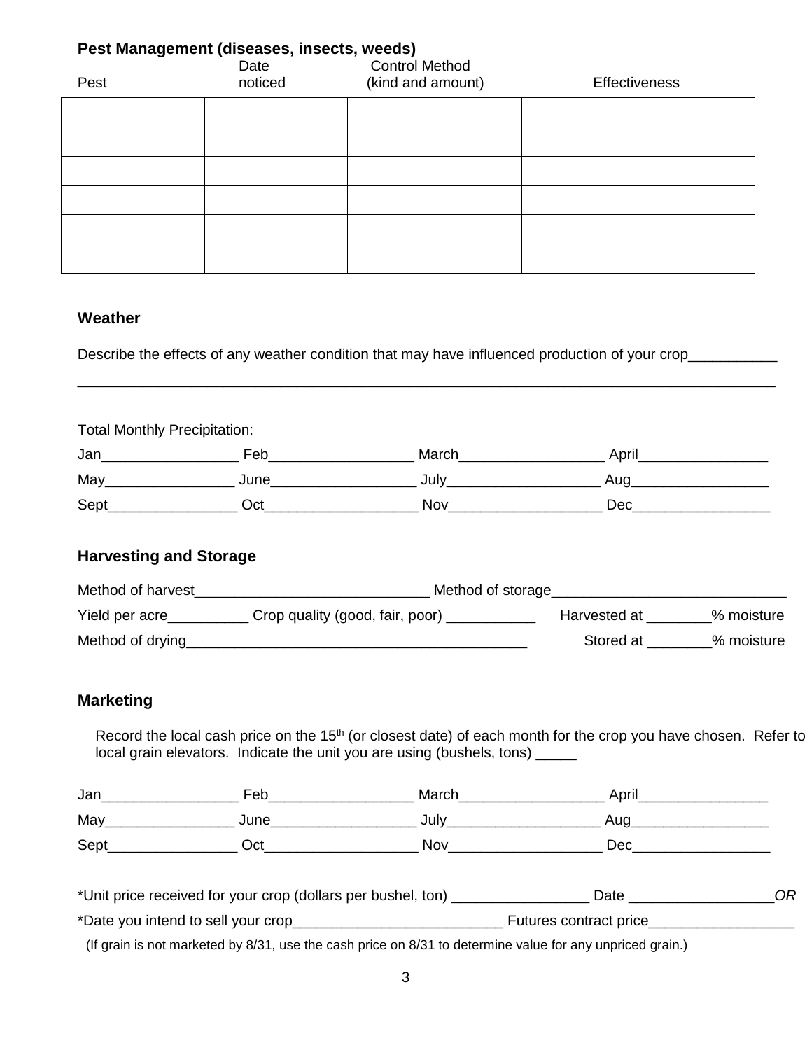### Pest Management (diseases, insects, weeds)

| Pest | Date noticed | Control Method (kind and amount) | Effectiveness |
|---|---|---|---|
| | | | |
| | | | |
| | | | |
| | | | |
| | | | |
| | | | |

### Weather

Describe the effects of any weather condition that may have influenced production of your crop___________
______________________________________________________________________________________

Total Monthly Precipitation:

Jan_________________ Feb__________________ March__________________ April________________

May________________ June__________________ July___________________ Aug_________________

Sept________________ Oct___________________ Nov___________________ Dec_________________

### Harvesting and Storage

Method of harvest______________________________ Method of storage_____________________________

Yield per acre__________ Crop quality (good, fair, poor) ___________ Harvested at ________% moisture

Method of drying__________________________________________ Stored at ________% moisture

### Marketing

Record the local cash price on the 15th (or closest date) of each month for the crop you have chosen. Refer to local grain elevators. Indicate the unit you are using (bushels, tons) _____

Jan_________________ Feb__________________ March__________________ April________________

May________________ June__________________ July___________________ Aug_________________

Sept________________ Oct___________________ Nov___________________ Dec_________________

*Unit price received for your crop (dollars per bushel, ton) _________________ Date __________________ *OR*

*Date you intend to sell your crop__________________________ Futures contract price__________________

(If grain is not marketed by 8/31, use the cash price on 8/31 to determine value for any unpriced grain.)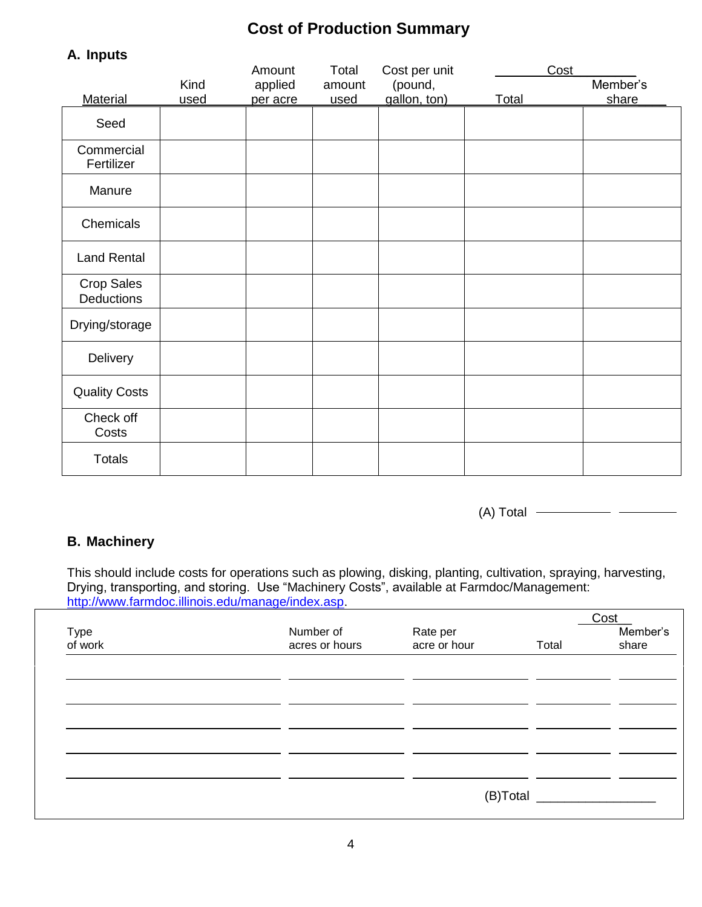# Cost of Production Summary

## A. Inputs

| Material | Kind used | Amount applied per acre | Total amount used | Cost per unit (pound, gallon, ton) | Cost Total | Cost Member's share |
|---|---|---|---|---|---|---|
| Seed | | | | | | |
| Commercial Fertilizer | | | | | | |
| Manure | | | | | | |
| Chemicals | | | | | | |
| Land Rental | | | | | | |
| Crop Sales Deductions | | | | | | |
| Drying/storage | | | | | | |
| Delivery | | | | | | |
| Quality Costs | | | | | | |
| Check off Costs | | | | | | |
| Totals | | | | | | |

(A) Total ____________ __________

## B. Machinery

This should include costs for operations such as plowing, disking, planting, cultivation, spraying, harvesting, Drying, transporting, and storing. Use "Machinery Costs", available at Farmdoc/Management: http://www.farmdoc.illinois.edu/manage/index.asp.

| Type of work | Number of acres or hours | Rate per acre or hour | Cost Total | Cost Member's share |
|---|---|---|---|---|
| | | | | |
| | | | | |
| | | | | |
| | | | | |
| | | | | |

(B)Total ________________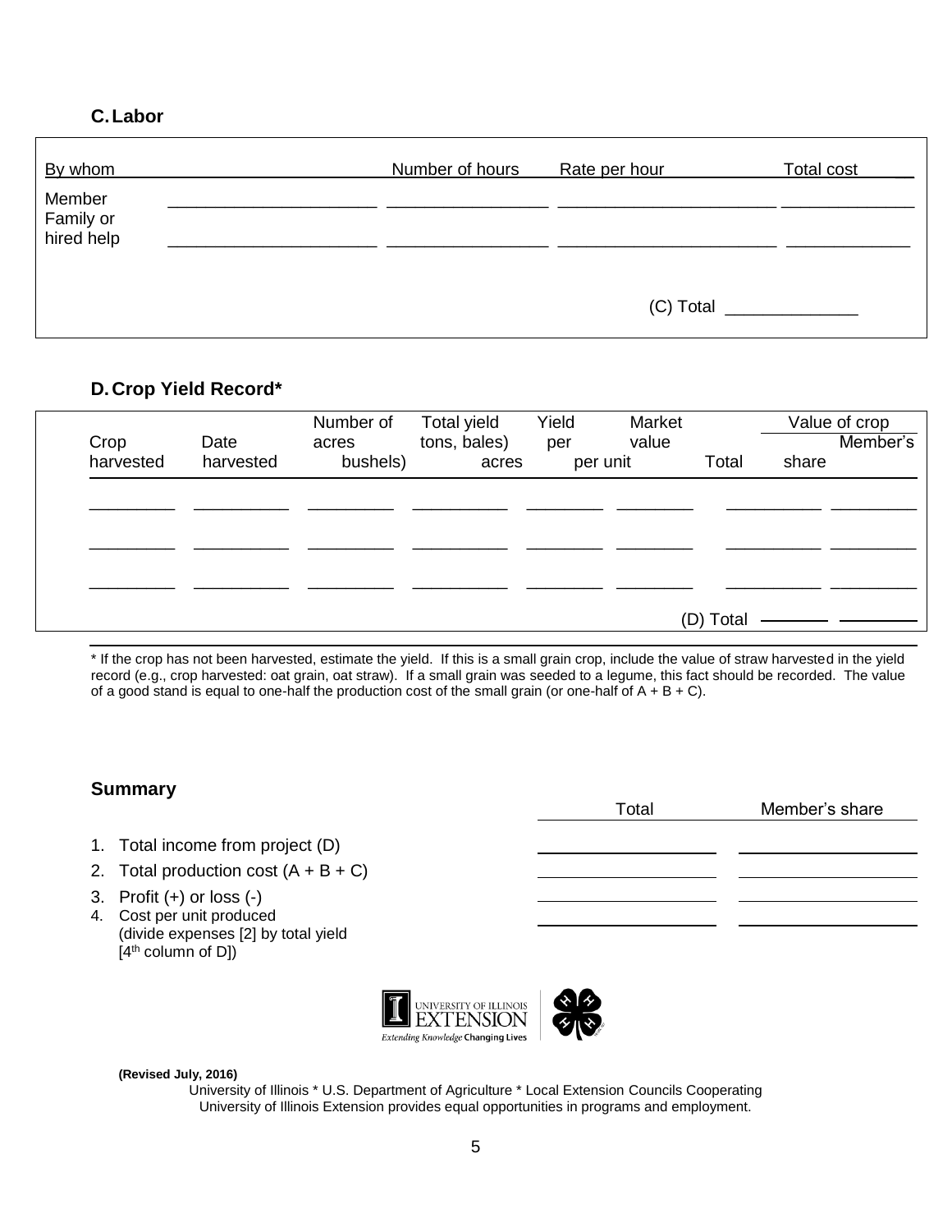### C. Labor

| By whom | | Number of hours | Rate per hour | Total cost |
|---|---|---|---|---|
| Member | | | | |
| Family or hired help | | | | |
| | | | (C) Total | |

### D. Crop Yield Record*

| Crop harvested | Date harvested | Number of acres | Total yield (bushels, tons, bales) | Yield per acres | Market value per unit | Value of crop Total | Member's share |
|---|---|---|---|---|---|---|---|
| | | | | | | | |
| | | | | | | | |
| | | | | | | | |
| | | | | | | (D) Total | |

\* If the crop has not been harvested, estimate the yield. If this is a small grain crop, include the value of straw harvested in the yield record (e.g., crop harvested: oat grain, oat straw). If a small grain was seeded to a legume, this fact should be recorded. The value of a good stand is equal to one-half the production cost of the small grain (or one-half of A + B + C).

### Summary

| | Total | Member's share |
|---|---|---|
| 1. Total income from project (D) | | |
| 2. Total production cost (A + B + C) | | |
| 3. Profit (+) or loss (-) | | |
| 4. Cost per unit produced (divide expenses [2] by total yield [4th column of D]) | | |

UNIVERSITY OF ILLINOIS EXTENSION
Extending Knowledge Changing Lives

**(Revised July, 2016)**

University of Illinois * U.S. Department of Agriculture * Local Extension Councils Cooperating
University of Illinois Extension provides equal opportunities in programs and employment.